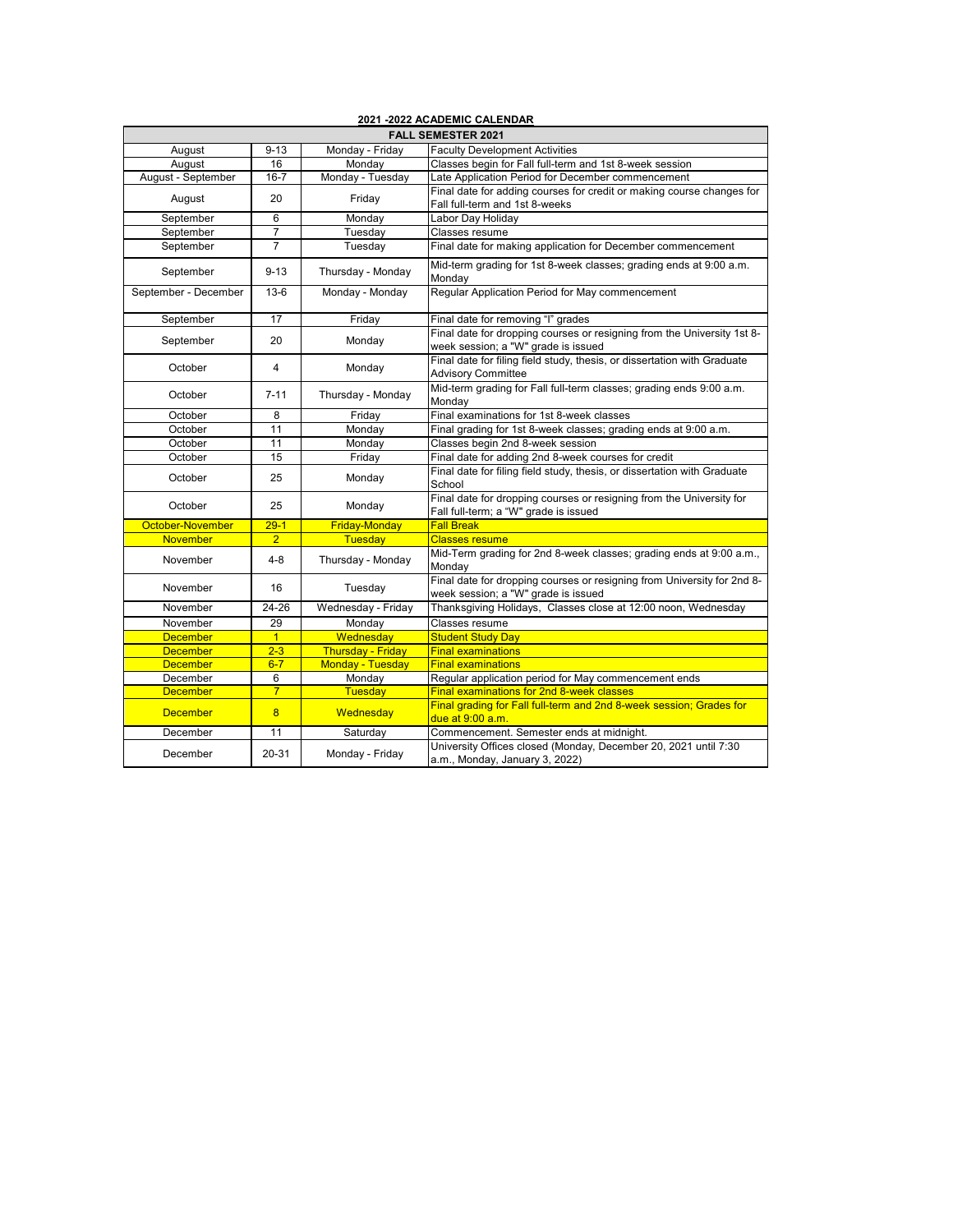**2021 -2022 ACADEMIC CALENDAR**

| FALL SEMESTER 2021 | | | |
|---|---|---|---|
| August | 9-13 | Monday - Friday | Faculty Development Activities |
| August | 16 | Monday | Classes begin for Fall full-term and 1st 8-week session |
| August - September | 16-7 | Monday - Tuesday | Late Application Period for December commencement |
| August | 20 | Friday | Final date for adding courses for credit or making course changes for Fall full-term and 1st 8-weeks |
| September | 6 | Monday | Labor Day Holiday |
| September | 7 | Tuesday | Classes resume |
| September | 7 | Tuesday | Final date for making application for December commencement |
| September | 9-13 | Thursday - Monday | Mid-term grading for 1st 8-week classes; grading ends at 9:00 a.m. Monday |
| September - December | 13-6 | Monday - Monday | Regular Application Period for May commencement |
| September | 17 | Friday | Final date for removing "I" grades |
| September | 20 | Monday | Final date for dropping courses or resigning from the University 1st 8-week session; a "W" grade is issued |
| October | 4 | Monday | Final date for filing field study, thesis, or dissertation with Graduate Advisory Committee |
| October | 7-11 | Thursday - Monday | Mid-term grading for Fall full-term classes; grading ends 9:00 a.m. Monday |
| October | 8 | Friday | Final examinations for 1st 8-week classes |
| October | 11 | Monday | Final grading for 1st 8-week classes; grading ends at 9:00 a.m. |
| October | 11 | Monday | Classes begin 2nd 8-week session |
| October | 15 | Friday | Final date for adding 2nd 8-week courses for credit |
| October | 25 | Monday | Final date for filing field study, thesis, or dissertation with Graduate School |
| October | 25 | Monday | Final date for dropping courses or resigning from the University for Fall full-term; a "W" grade is issued |
| October-November | 29-1 | Friday-Monday | Fall Break |
| November | 2 | Tuesday | Classes resume |
| November | 4-8 | Thursday - Monday | Mid-Term grading for 2nd 8-week classes; grading ends at 9:00 a.m., Monday |
| November | 16 | Tuesday | Final date for dropping courses or resigning from University for 2nd 8-week session; a "W" grade is issued |
| November | 24-26 | Wednesday - Friday | Thanksgiving Holidays, Classes close at 12:00 noon, Wednesday |
| November | 29 | Monday | Classes resume |
| December | 1 | Wednesday | Student Study Day |
| December | 2-3 | Thursday - Friday | Final examinations |
| December | 6-7 | Monday - Tuesday | Final examinations |
| December | 6 | Monday | Regular application period for May commencement ends |
| December | 7 | Tuesday | Final examinations for 2nd 8-week classes |
| December | 8 | Wednesday | Final grading for Fall full-term and 2nd 8-week session; Grades for due at 9:00 a.m. |
| December | 11 | Saturday | Commencement. Semester ends at midnight. |
| December | 20-31 | Monday - Friday | University Offices closed (Monday, December 20, 2021 until 7:30 a.m., Monday, January 3, 2022) |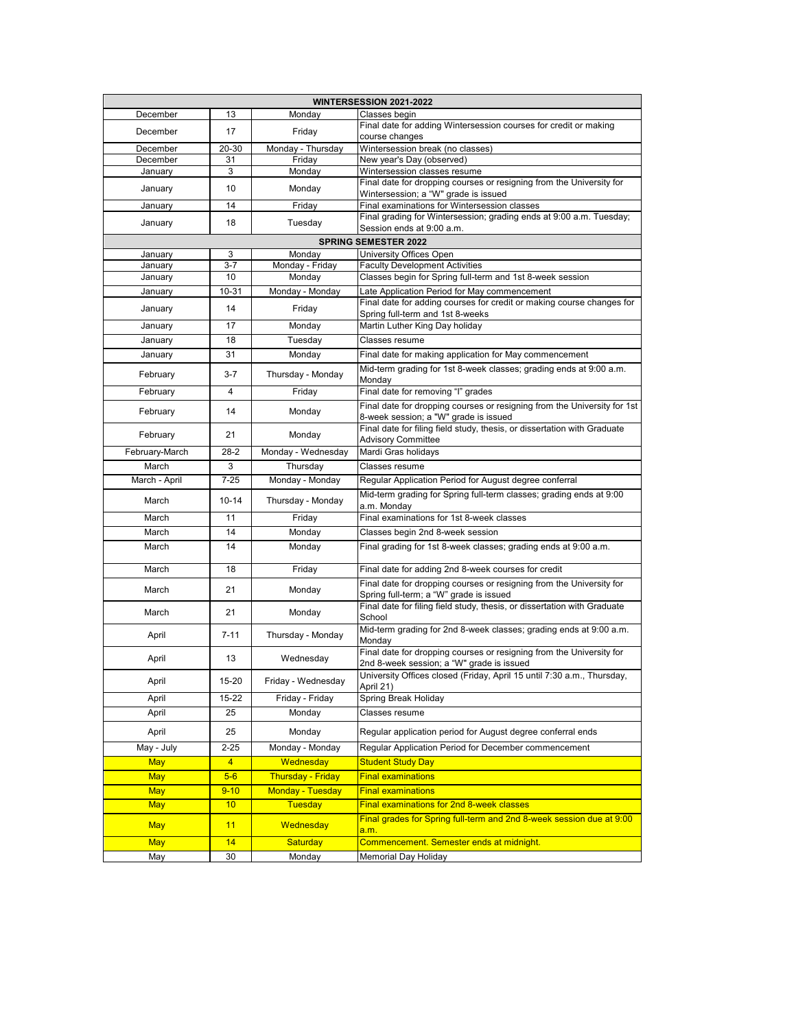| WINTERSESSION 2021-2022 | | | |
|---|---|---|---|
| December | 13 | Monday | Classes begin |
| December | 17 | Friday | Final date for adding Wintersession courses for credit or making course changes |
| December | 20-30 | Monday - Thursday | Wintersession break (no classes) |
| December | 31 | Friday | New year's Day (observed) |
| January | 3 | Monday | Wintersession classes resume |
| January | 10 | Monday | Final date for dropping courses or resigning from the University for Wintersession; a "W" grade is issued |
| January | 14 | Friday | Final examinations for Wintersession classes |
| January | 18 | Tuesday | Final grading for Wintersession; grading ends at 9:00 a.m. Tuesday; Session ends at 9:00 a.m. |
| **SPRING SEMESTER 2022** | | | |
| January | 3 | Monday | University Offices Open |
| January | 3-7 | Monday - Friday | Faculty Development Activities |
| January | 10 | Monday | Classes begin for Spring full-term and 1st 8-week session |
| January | 10-31 | Monday - Monday | Late Application Period for May commencement |
| January | 14 | Friday | Final date for adding courses for credit or making course changes for Spring full-term and 1st 8-weeks |
| January | 17 | Monday | Martin Luther King Day holiday |
| January | 18 | Tuesday | Classes resume |
| January | 31 | Monday | Final date for making application for May commencement |
| February | 3-7 | Thursday - Monday | Mid-term grading for 1st 8-week classes; grading ends at 9:00 a.m. Monday |
| February | 4 | Friday | Final date for removing "I" grades |
| February | 14 | Monday | Final date for dropping courses or resigning from the University for 1st 8-week session; a "W" grade is issued |
| February | 21 | Monday | Final date for filing field study, thesis, or dissertation with Graduate Advisory Committee |
| February-March | 28-2 | Monday - Wednesday | Mardi Gras holidays |
| March | 3 | Thursday | Classes resume |
| March - April | 7-25 | Monday - Monday | Regular Application Period for August degree conferral |
| March | 10-14 | Thursday - Monday | Mid-term grading for Spring full-term classes; grading ends at 9:00 a.m. Monday |
| March | 11 | Friday | Final examinations for 1st 8-week classes |
| March | 14 | Monday | Classes begin 2nd 8-week session |
| March | 14 | Monday | Final grading for 1st 8-week classes; grading ends at 9:00 a.m. |
| March | 18 | Friday | Final date for adding 2nd 8-week courses for credit |
| March | 21 | Monday | Final date for dropping courses or resigning from the University for Spring full-term; a "W" grade is issued |
| March | 21 | Monday | Final date for filing field study, thesis, or dissertation with Graduate School |
| April | 7-11 | Thursday - Monday | Mid-term grading for 2nd 8-week classes; grading ends at 9:00 a.m. Monday |
| April | 13 | Wednesday | Final date for dropping courses or resigning from the University for 2nd 8-week session; a "W" grade is issued |
| April | 15-20 | Friday - Wednesday | University Offices closed (Friday, April 15 until 7:30 a.m., Thursday, April 21) |
| April | 15-22 | Friday - Friday | Spring Break Holiday |
| April | 25 | Monday | Classes resume |
| April | 25 | Monday | Regular application period for August degree conferral ends |
| May - July | 2-25 | Monday - Monday | Regular Application Period for December commencement |
| May | 4 | Wednesday | Student Study Day |
| May | 5-6 | Thursday - Friday | Final examinations |
| May | 9-10 | Monday - Tuesday | Final examinations |
| May | 10 | Tuesday | Final examinations for 2nd 8-week classes |
| May | 11 | Wednesday | Final grades for Spring full-term and 2nd 8-week session due at 9:00 a.m. |
| May | 14 | Saturday | Commencement. Semester ends at midnight. |
| May | 30 | Monday | Memorial Day Holiday |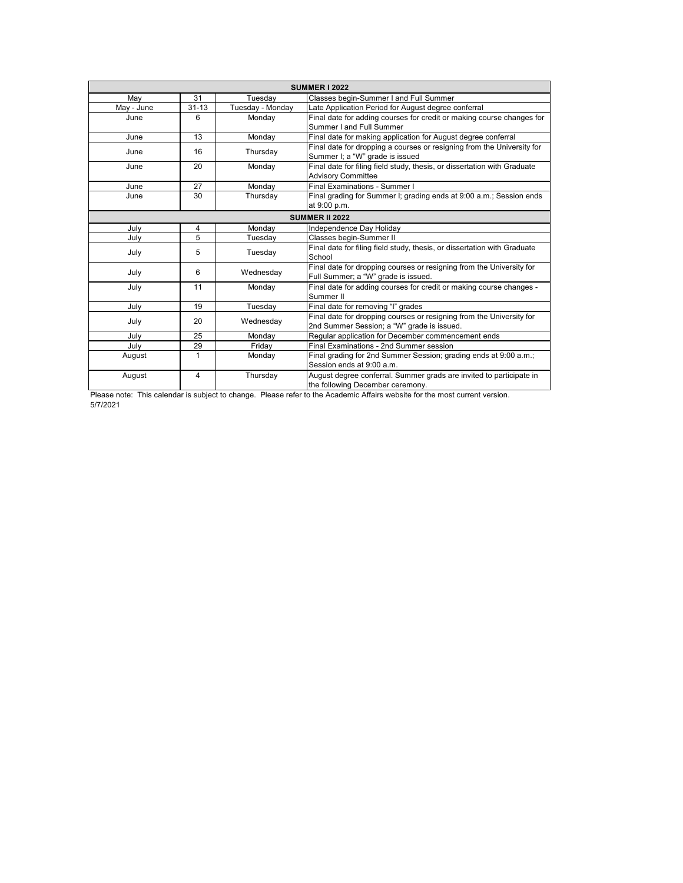| | | | |
|---|---|---|---|
| **SUMMER I 2022** | | | |
| May | 31 | Tuesday | Classes begin-Summer I and Full Summer |
| May - June | 31-13 | Tuesday - Monday | Late Application Period for August degree conferral |
| June | 6 | Monday | Final date for adding courses for credit or making course changes for Summer I and Full Summer |
| June | 13 | Monday | Final date for making application for August degree conferral |
| June | 16 | Thursday | Final date for dropping a courses or resigning from the University for Summer I; a "W" grade is issued |
| June | 20 | Monday | Final date for filing field study, thesis, or dissertation with Graduate Advisory Committee |
| June | 27 | Monday | Final Examinations - Summer I |
| June | 30 | Thursday | Final grading for Summer I; grading ends at 9:00 a.m.; Session ends at 9:00 p.m. |
| **SUMMER II 2022** | | | |
| July | 4 | Monday | Independence Day Holiday |
| July | 5 | Tuesday | Classes begin-Summer II |
| July | 5 | Tuesday | Final date for filing field study, thesis, or dissertation with Graduate School |
| July | 6 | Wednesday | Final date for dropping courses or resigning from the University for Full Summer; a "W" grade is issued. |
| July | 11 | Monday | Final date for adding courses for credit or making course changes - Summer II |
| July | 19 | Tuesday | Final date for removing "I" grades |
| July | 20 | Wednesday | Final date for dropping courses or resigning from the University for 2nd Summer Session; a "W" grade is issued. |
| July | 25 | Monday | Regular application for December commencement ends |
| July | 29 | Friday | Final Examinations - 2nd Summer session |
| August | 1 | Monday | Final grading for 2nd Summer Session; grading ends at 9:00 a.m.; Session ends at 9:00 a.m. |
| August | 4 | Thursday | August degree conferral. Summer grads are invited to participate in the following December ceremony. |

Please note: This calendar is subject to change. Please refer to the Academic Affairs website for the most current version.

5/7/2021